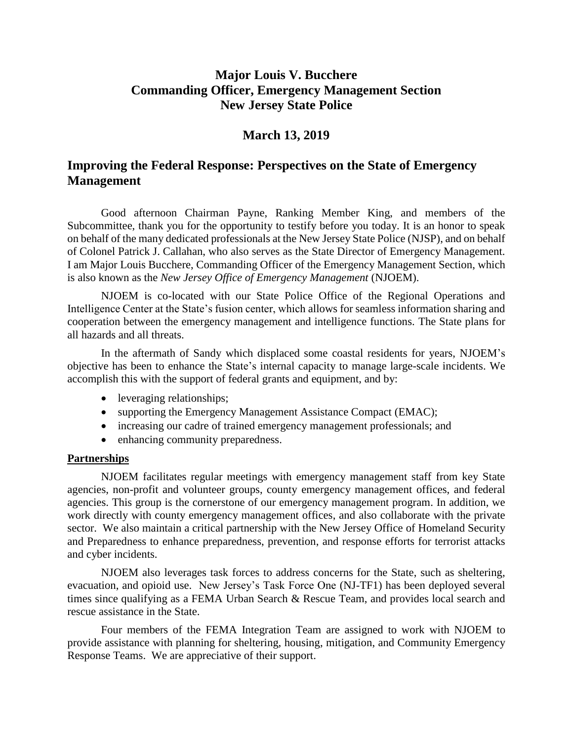# Major Louis V. Bucchere
# Commanding Officer, Emergency Management Section
# New Jersey State Police

## March 13, 2019

## Improving the Federal Response: Perspectives on the State of Emergency Management

Good afternoon Chairman Payne, Ranking Member King, and members of the Subcommittee, thank you for the opportunity to testify before you today. It is an honor to speak on behalf of the many dedicated professionals at the New Jersey State Police (NJSP), and on behalf of Colonel Patrick J. Callahan, who also serves as the State Director of Emergency Management. I am Major Louis Bucchere, Commanding Officer of the Emergency Management Section, which is also known as the *New Jersey Office of Emergency Management* (NJOEM).

NJOEM is co-located with our State Police Office of the Regional Operations and Intelligence Center at the State's fusion center, which allows for seamless information sharing and cooperation between the emergency management and intelligence functions. The State plans for all hazards and all threats.

In the aftermath of Sandy which displaced some coastal residents for years, NJOEM's objective has been to enhance the State's internal capacity to manage large-scale incidents. We accomplish this with the support of federal grants and equipment, and by:

- leveraging relationships;
- supporting the Emergency Management Assistance Compact (EMAC);
- increasing our cadre of trained emergency management professionals; and
- enhancing community preparedness.

**Partnerships**

NJOEM facilitates regular meetings with emergency management staff from key State agencies, non-profit and volunteer groups, county emergency management offices, and federal agencies. This group is the cornerstone of our emergency management program. In addition, we work directly with county emergency management offices, and also collaborate with the private sector. We also maintain a critical partnership with the New Jersey Office of Homeland Security and Preparedness to enhance preparedness, prevention, and response efforts for terrorist attacks and cyber incidents.

NJOEM also leverages task forces to address concerns for the State, such as sheltering, evacuation, and opioid use. New Jersey's Task Force One (NJ-TF1) has been deployed several times since qualifying as a FEMA Urban Search & Rescue Team, and provides local search and rescue assistance in the State.

Four members of the FEMA Integration Team are assigned to work with NJOEM to provide assistance with planning for sheltering, housing, mitigation, and Community Emergency Response Teams. We are appreciative of their support.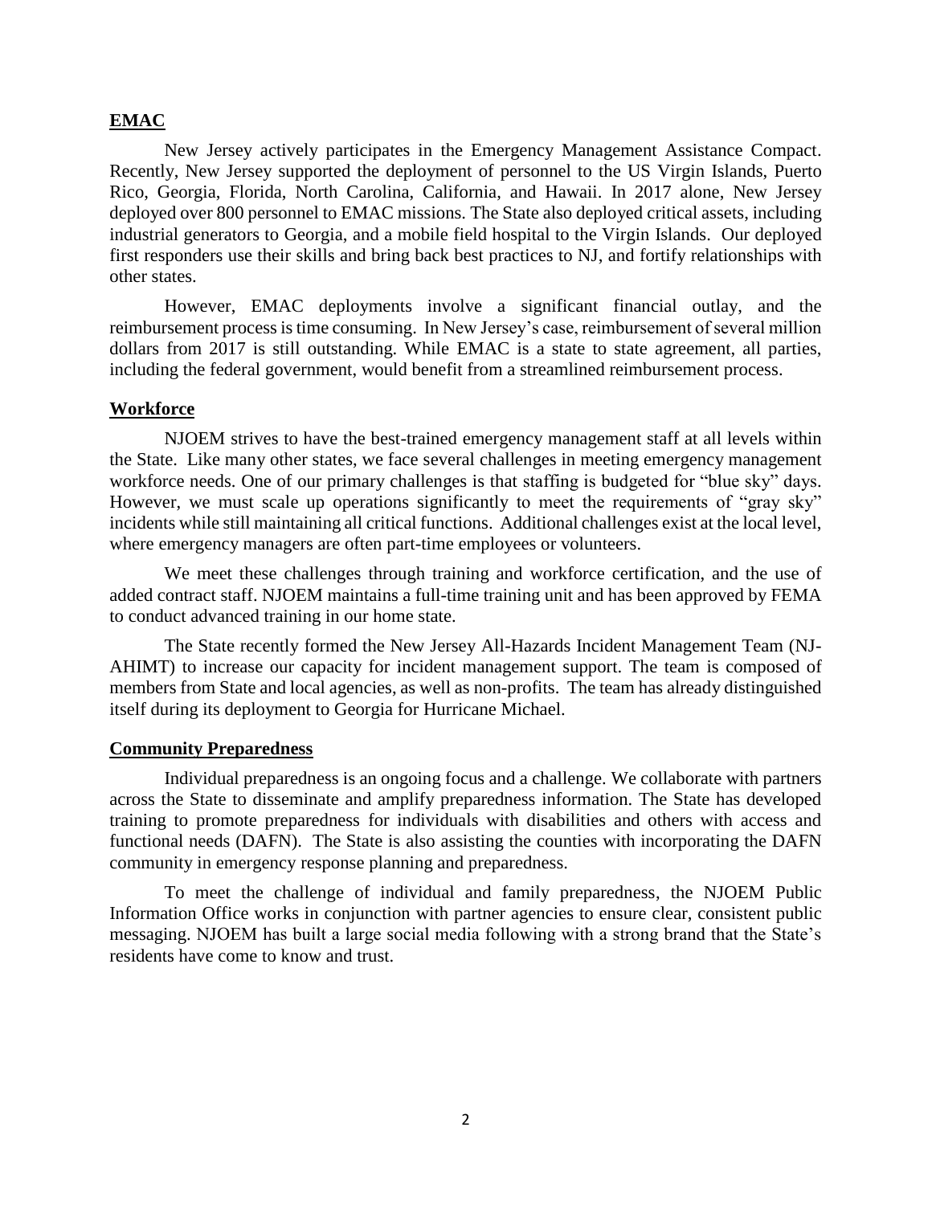## EMAC

New Jersey actively participates in the Emergency Management Assistance Compact. Recently, New Jersey supported the deployment of personnel to the US Virgin Islands, Puerto Rico, Georgia, Florida, North Carolina, California, and Hawaii. In 2017 alone, New Jersey deployed over 800 personnel to EMAC missions. The State also deployed critical assets, including industrial generators to Georgia, and a mobile field hospital to the Virgin Islands. Our deployed first responders use their skills and bring back best practices to NJ, and fortify relationships with other states.

However, EMAC deployments involve a significant financial outlay, and the reimbursement process is time consuming. In New Jersey's case, reimbursement of several million dollars from 2017 is still outstanding. While EMAC is a state to state agreement, all parties, including the federal government, would benefit from a streamlined reimbursement process.

## Workforce

NJOEM strives to have the best-trained emergency management staff at all levels within the State. Like many other states, we face several challenges in meeting emergency management workforce needs. One of our primary challenges is that staffing is budgeted for "blue sky" days. However, we must scale up operations significantly to meet the requirements of "gray sky" incidents while still maintaining all critical functions. Additional challenges exist at the local level, where emergency managers are often part-time employees or volunteers.

We meet these challenges through training and workforce certification, and the use of added contract staff. NJOEM maintains a full-time training unit and has been approved by FEMA to conduct advanced training in our home state.

The State recently formed the New Jersey All-Hazards Incident Management Team (NJ-AHIMT) to increase our capacity for incident management support. The team is composed of members from State and local agencies, as well as non-profits. The team has already distinguished itself during its deployment to Georgia for Hurricane Michael.

## Community Preparedness

Individual preparedness is an ongoing focus and a challenge. We collaborate with partners across the State to disseminate and amplify preparedness information. The State has developed training to promote preparedness for individuals with disabilities and others with access and functional needs (DAFN). The State is also assisting the counties with incorporating the DAFN community in emergency response planning and preparedness.

To meet the challenge of individual and family preparedness, the NJOEM Public Information Office works in conjunction with partner agencies to ensure clear, consistent public messaging. NJOEM has built a large social media following with a strong brand that the State's residents have come to know and trust.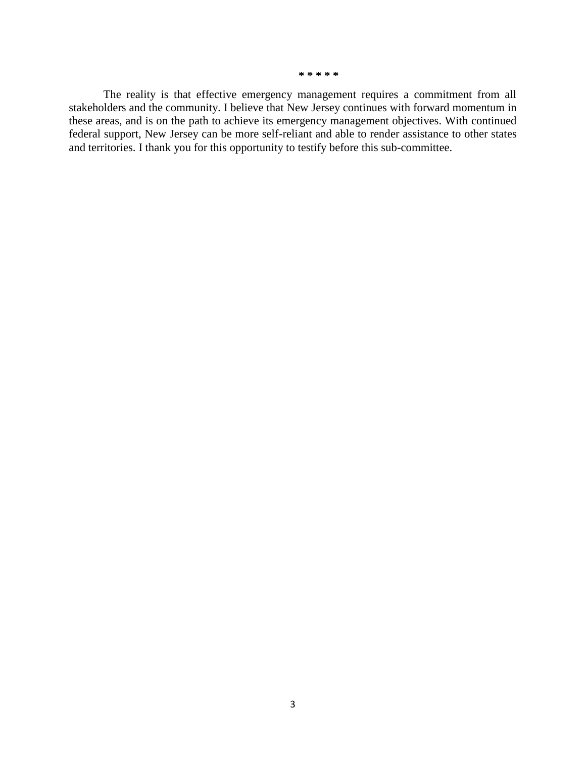* * * * *

The reality is that effective emergency management requires a commitment from all stakeholders and the community. I believe that New Jersey continues with forward momentum in these areas, and is on the path to achieve its emergency management objectives. With continued federal support, New Jersey can be more self-reliant and able to render assistance to other states and territories. I thank you for this opportunity to testify before this sub-committee.